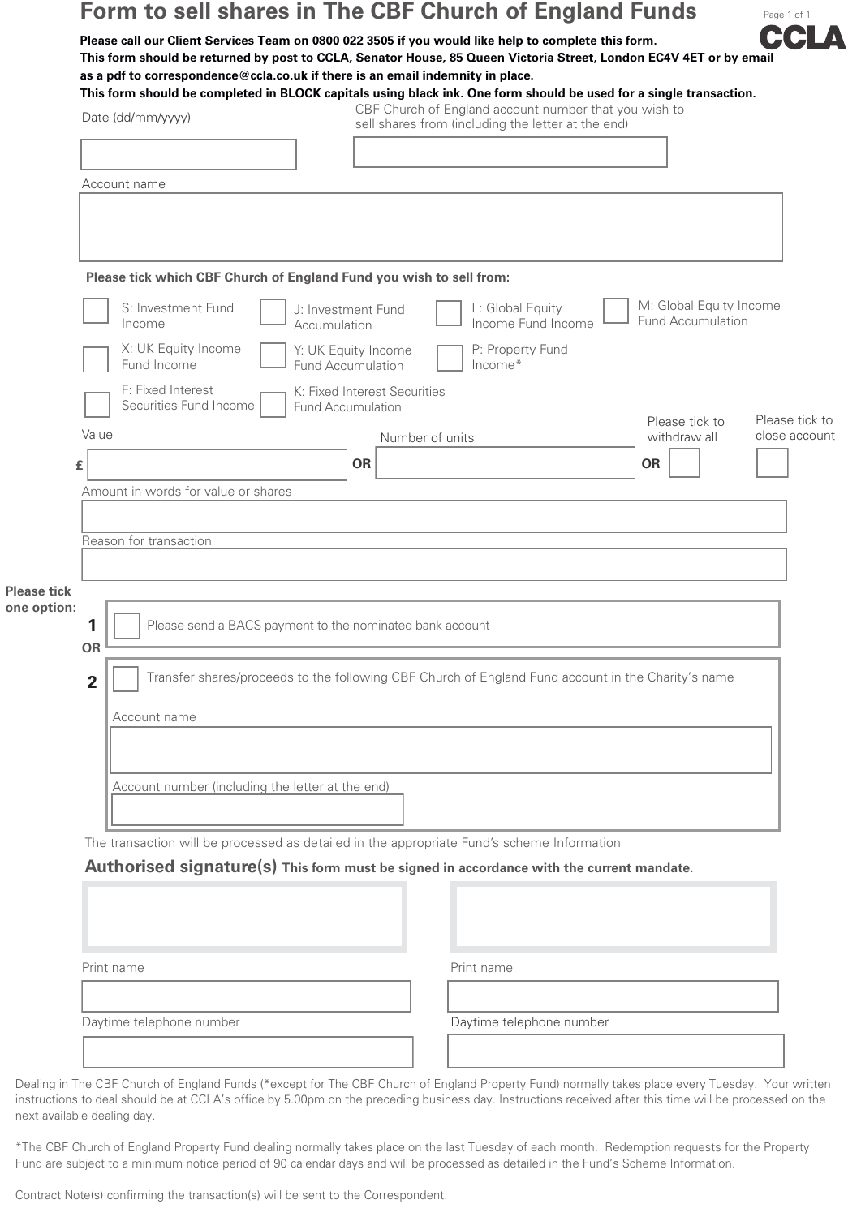# Form to sell shares in The CBF Church of England Funds

**Please call our Client Services Team on 0800 022 3505 if you would like help to complete this form.**
**This form should be returned by post to CCLA, Senator House, 85 Queen Victoria Street, London EC4V 4ET or by email as a pdf to correspondence@ccla.co.uk if there is an email indemnity in place.**
**This form should be completed in BLOCK capitals using black ink. One form should be used for a single transaction.**

Date (dd/mm/yyyy)

CBF Church of England account number that you wish to sell shares from (including the letter at the end)

Account name

**Please tick which CBF Church of England Fund you wish to sell from:**

- ☐ S: Investment Fund Income
- ☐ J: Investment Fund Accumulation
- ☐ L: Global Equity Income Fund Income
- ☐ M: Global Equity Income Fund Accumulation
- ☐ X: UK Equity Income Fund Income
- ☐ Y: UK Equity Income Fund Accumulation
- ☐ P: Property Fund Income*
- ☐ F: Fixed Interest Securities Fund Income
- ☐ K: Fixed Interest Securities Fund Accumulation

Value £ **OR** Number of units **OR** ☐ Please tick to withdraw all ☐ Please tick to close account

Amount in words for value or shares

Reason for transaction

**Please tick one option:**

**1** ☐ Please send a BACS payment to the nominated bank account

**OR**

**2** ☐ Transfer shares/proceeds to the following CBF Church of England Fund account in the Charity's name

Account name

Account number (including the letter at the end)

The transaction will be processed as detailed in the appropriate Fund's scheme Information

## Authorised signature(s) **This form must be signed in accordance with the current mandate.**

| Signature | Signature |
|---|---|
| Print name | Print name |
| Daytime telephone number | Daytime telephone number |

Dealing in The CBF Church of England Funds (*except for The CBF Church of England Property Fund) normally takes place every Tuesday. Your written instructions to deal should be at CCLA's office by 5.00pm on the preceding business day. Instructions received after this time will be processed on the next available dealing day.

*The CBF Church of England Property Fund dealing normally takes place on the last Tuesday of each month. Redemption requests for the Property Fund are subject to a minimum notice period of 90 calendar days and will be processed as detailed in the Fund's Scheme Information.

Contract Note(s) confirming the transaction(s) will be sent to the Correspondent.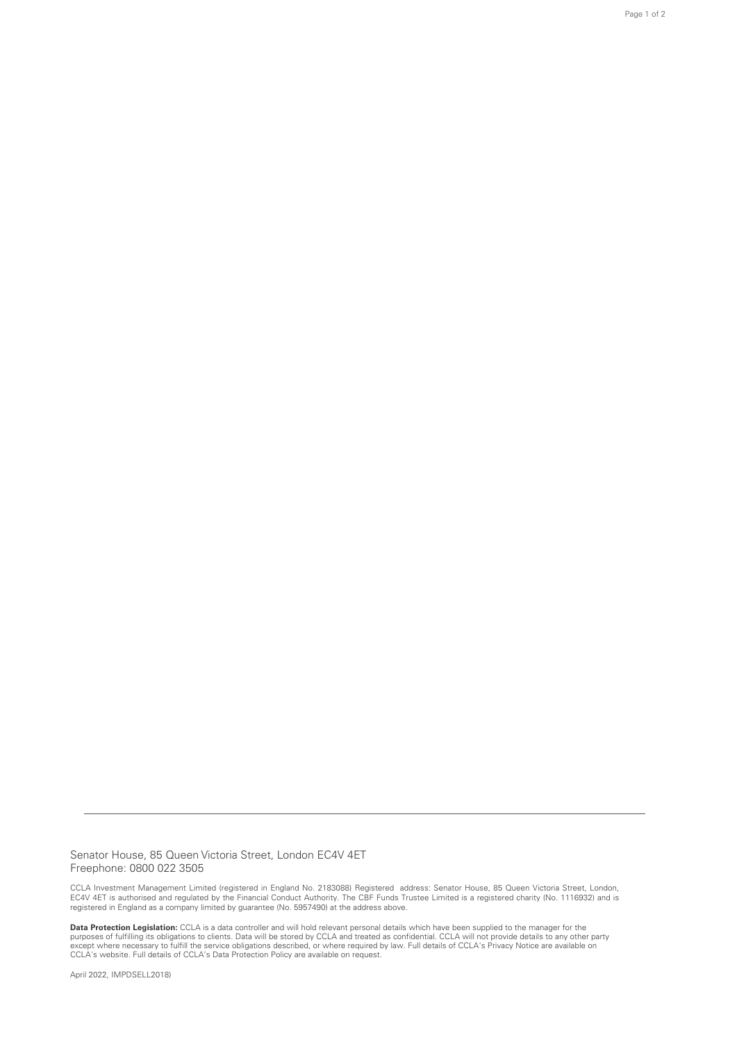Senator House, 85 Queen Victoria Street, London EC4V 4ET
Freephone: 0800 022 3505

CCLA Investment Management Limited (registered in England No. 2183088) Registered address: Senator House, 85 Queen Victoria Street, London, EC4V 4ET is authorised and regulated by the Financial Conduct Authority. The CBF Funds Trustee Limited is a registered charity (No. 1116932) and is registered in England as a company limited by guarantee (No. 5957490) at the address above.

**Data Protection Legislation:** CCLA is a data controller and will hold relevant personal details which have been supplied to the manager for the purposes of fulfilling its obligations to clients. Data will be stored by CCLA and treated as confidential. CCLA will not provide details to any other party except where necessary to fulfill the service obligations described, or where required by law. Full details of CCLA's Privacy Notice are available on CCLA's website. Full details of CCLA's Data Protection Policy are available on request.

April 2022, IMPDSELL2018)